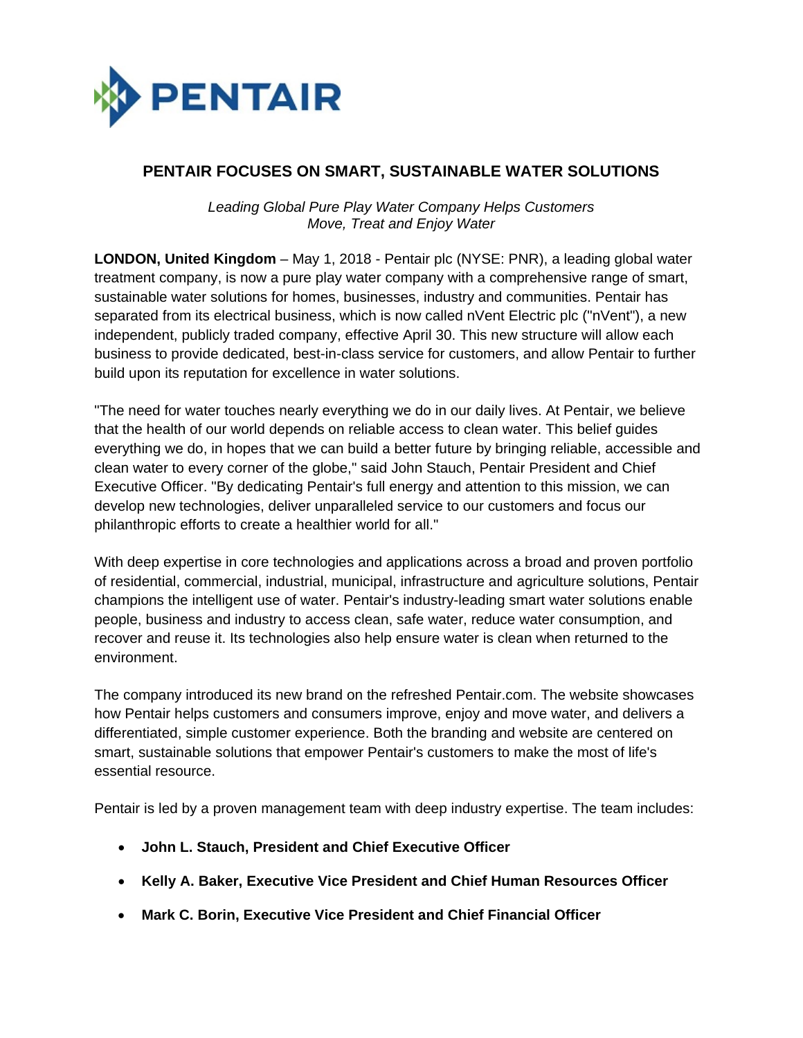PENTAIR

# PENTAIR FOCUSES ON SMART, SUSTAINABLE WATER SOLUTIONS

*Leading Global Pure Play Water Company Helps Customers Move, Treat and Enjoy Water*

**LONDON, United Kingdom** – May 1, 2018 - Pentair plc (NYSE: PNR), a leading global water treatment company, is now a pure play water company with a comprehensive range of smart, sustainable water solutions for homes, businesses, industry and communities. Pentair has separated from its electrical business, which is now called nVent Electric plc ("nVent"), a new independent, publicly traded company, effective April 30. This new structure will allow each business to provide dedicated, best-in-class service for customers, and allow Pentair to further build upon its reputation for excellence in water solutions.

"The need for water touches nearly everything we do in our daily lives. At Pentair, we believe that the health of our world depends on reliable access to clean water. This belief guides everything we do, in hopes that we can build a better future by bringing reliable, accessible and clean water to every corner of the globe," said John Stauch, Pentair President and Chief Executive Officer. "By dedicating Pentair's full energy and attention to this mission, we can develop new technologies, deliver unparalleled service to our customers and focus our philanthropic efforts to create a healthier world for all."

With deep expertise in core technologies and applications across a broad and proven portfolio of residential, commercial, industrial, municipal, infrastructure and agriculture solutions, Pentair champions the intelligent use of water. Pentair's industry-leading smart water solutions enable people, business and industry to access clean, safe water, reduce water consumption, and recover and reuse it. Its technologies also help ensure water is clean when returned to the environment.

The company introduced its new brand on the refreshed Pentair.com. The website showcases how Pentair helps customers and consumers improve, enjoy and move water, and delivers a differentiated, simple customer experience. Both the branding and website are centered on smart, sustainable solutions that empower Pentair's customers to make the most of life's essential resource.

Pentair is led by a proven management team with deep industry expertise. The team includes:

- **John L. Stauch, President and Chief Executive Officer**
- **Kelly A. Baker, Executive Vice President and Chief Human Resources Officer**
- **Mark C. Borin, Executive Vice President and Chief Financial Officer**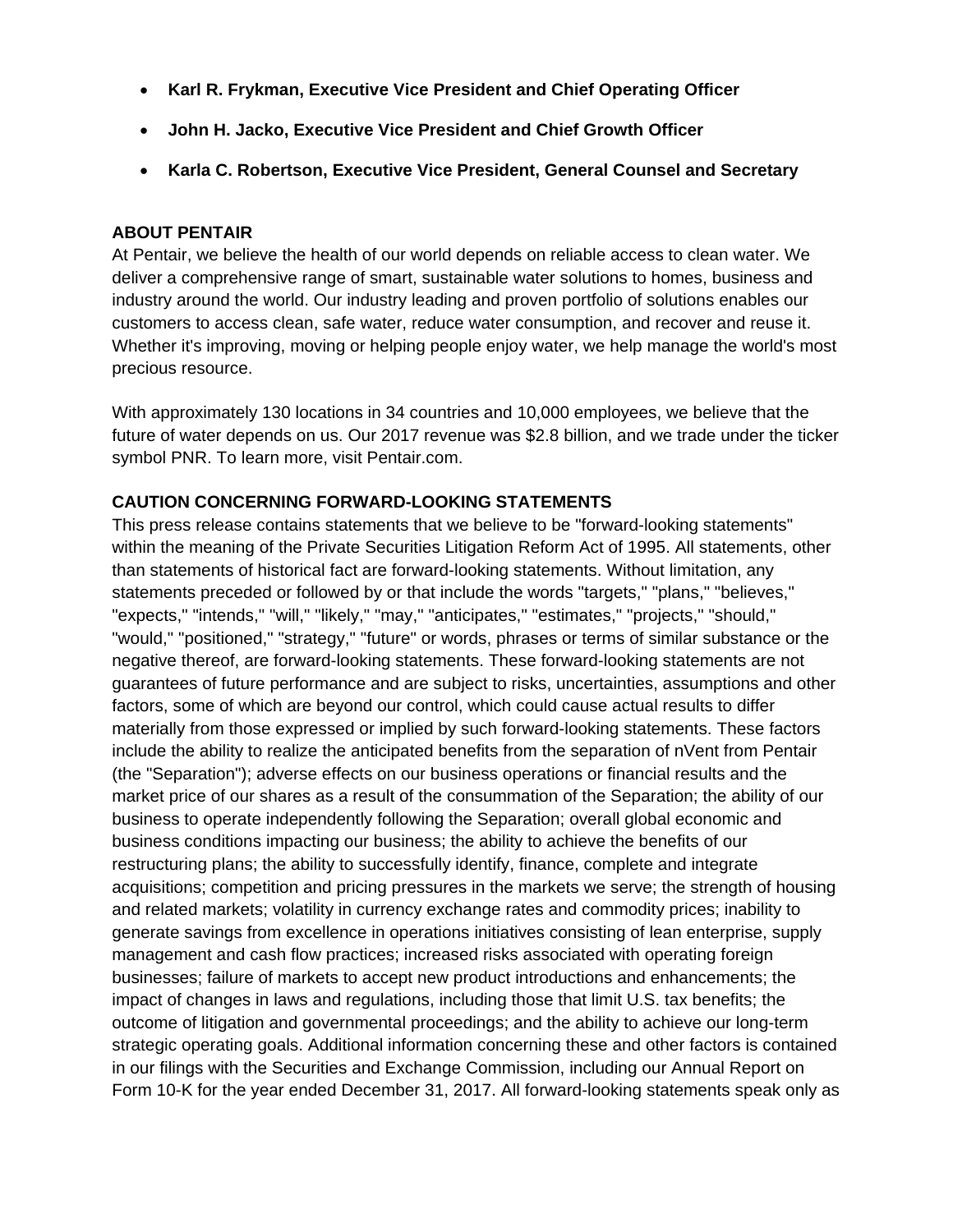- **Karl R. Frykman, Executive Vice President and Chief Operating Officer**
- **John H. Jacko, Executive Vice President and Chief Growth Officer**
- **Karla C. Robertson, Executive Vice President, General Counsel and Secretary**

**ABOUT PENTAIR**

At Pentair, we believe the health of our world depends on reliable access to clean water. We deliver a comprehensive range of smart, sustainable water solutions to homes, business and industry around the world. Our industry leading and proven portfolio of solutions enables our customers to access clean, safe water, reduce water consumption, and recover and reuse it. Whether it's improving, moving or helping people enjoy water, we help manage the world's most precious resource.

With approximately 130 locations in 34 countries and 10,000 employees, we believe that the future of water depends on us. Our 2017 revenue was $2.8 billion, and we trade under the ticker symbol PNR. To learn more, visit Pentair.com.

**CAUTION CONCERNING FORWARD-LOOKING STATEMENTS**

This press release contains statements that we believe to be "forward-looking statements" within the meaning of the Private Securities Litigation Reform Act of 1995. All statements, other than statements of historical fact are forward-looking statements. Without limitation, any statements preceded or followed by or that include the words "targets," "plans," "believes," "expects," "intends," "will," "likely," "may," "anticipates," "estimates," "projects," "should," "would," "positioned," "strategy," "future" or words, phrases or terms of similar substance or the negative thereof, are forward-looking statements. These forward-looking statements are not guarantees of future performance and are subject to risks, uncertainties, assumptions and other factors, some of which are beyond our control, which could cause actual results to differ materially from those expressed or implied by such forward-looking statements. These factors include the ability to realize the anticipated benefits from the separation of nVent from Pentair (the "Separation"); adverse effects on our business operations or financial results and the market price of our shares as a result of the consummation of the Separation; the ability of our business to operate independently following the Separation; overall global economic and business conditions impacting our business; the ability to achieve the benefits of our restructuring plans; the ability to successfully identify, finance, complete and integrate acquisitions; competition and pricing pressures in the markets we serve; the strength of housing and related markets; volatility in currency exchange rates and commodity prices; inability to generate savings from excellence in operations initiatives consisting of lean enterprise, supply management and cash flow practices; increased risks associated with operating foreign businesses; failure of markets to accept new product introductions and enhancements; the impact of changes in laws and regulations, including those that limit U.S. tax benefits; the outcome of litigation and governmental proceedings; and the ability to achieve our long-term strategic operating goals. Additional information concerning these and other factors is contained in our filings with the Securities and Exchange Commission, including our Annual Report on Form 10-K for the year ended December 31, 2017. All forward-looking statements speak only as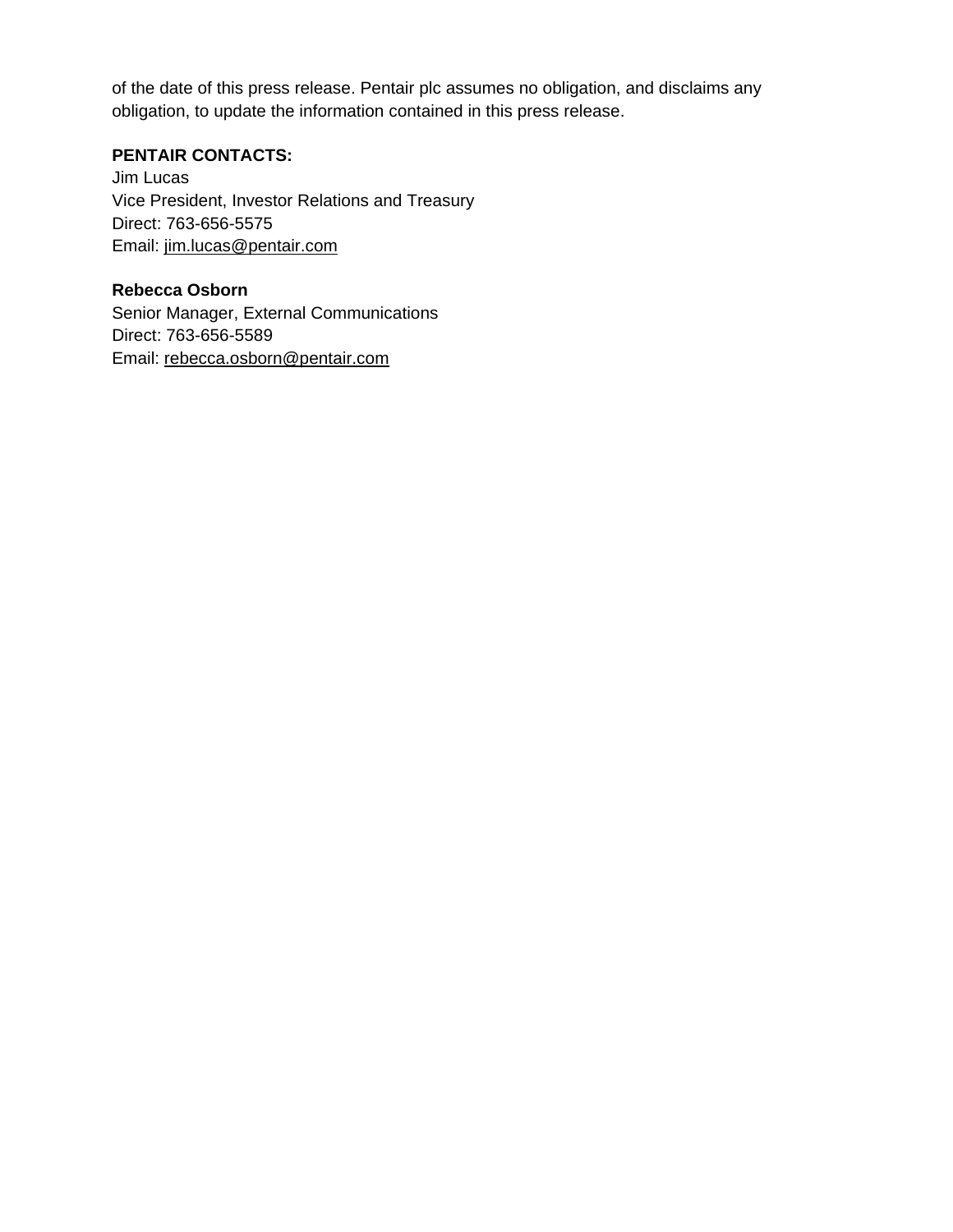of the date of this press release. Pentair plc assumes no obligation, and disclaims any obligation, to update the information contained in this press release.

**PENTAIR CONTACTS:**
Jim Lucas
Vice President, Investor Relations and Treasury
Direct: 763-656-5575
Email: jim.lucas@pentair.com

**Rebecca Osborn**
Senior Manager, External Communications
Direct: 763-656-5589
Email: rebecca.osborn@pentair.com